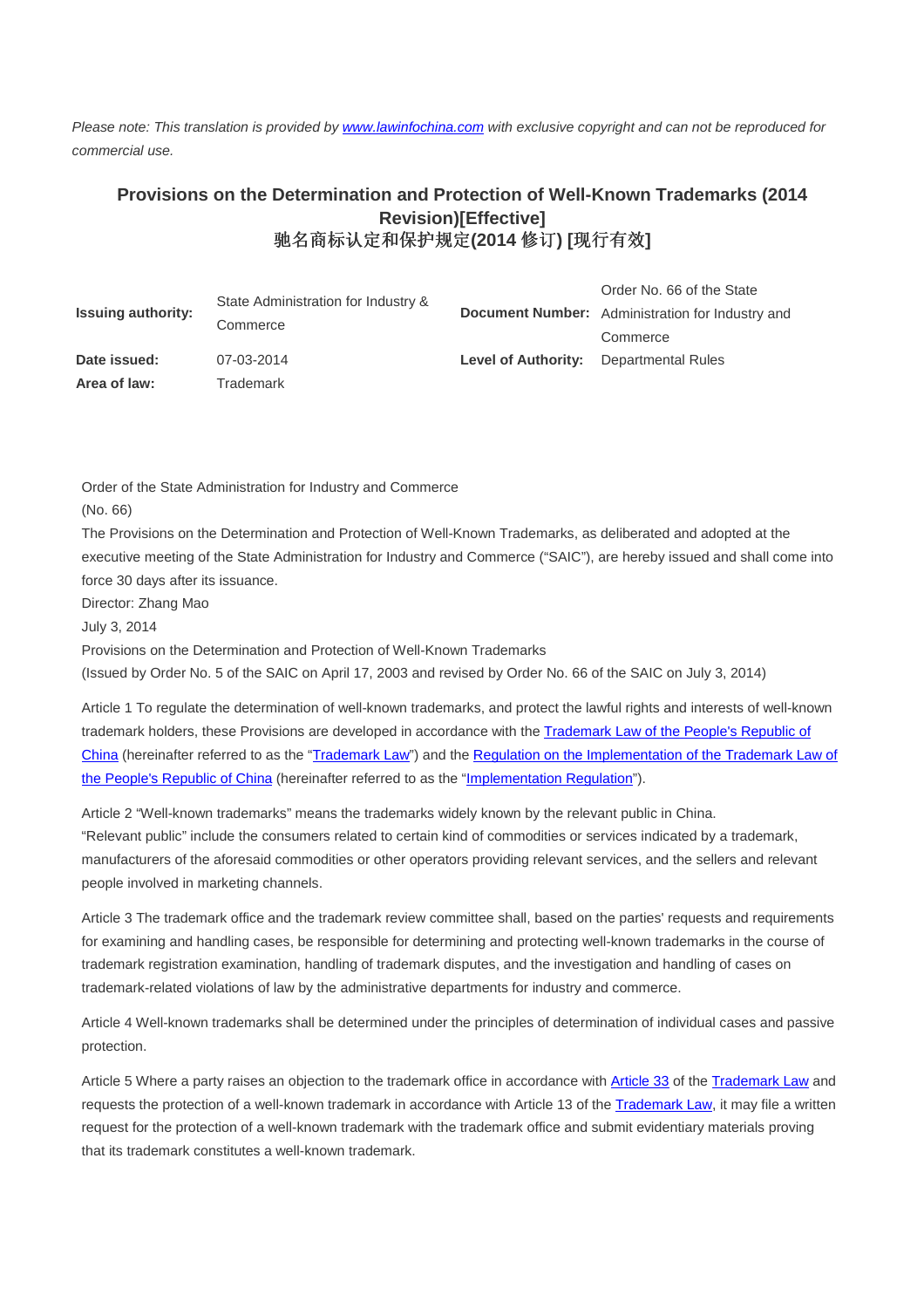*Please note: This translation is provided by [www.lawinfochina.com](www.lawinfochina.com) with exclusive copyright and can not be reproduced for commercial use.*

# Provisions on the Determination and Protection of Well-Known Trademarks (2014 Revision)[Effective]
# 驰名商标认定和保护规定(2014 修订) [现行有效]

| | | | |
|---|---|---|---|
| **Issuing authority:** | State Administration for Industry & Commerce | **Document Number:** | Order No. 66 of the State Administration for Industry and Commerce |
| **Date issued:** | 07-03-2014 | **Level of Authority:** | Departmental Rules |
| **Area of law:** | Trademark | | |

Order of the State Administration for Industry and Commerce

(No. 66)

The Provisions on the Determination and Protection of Well-Known Trademarks, as deliberated and adopted at the executive meeting of the State Administration for Industry and Commerce ("SAIC"), are hereby issued and shall come into force 30 days after its issuance.

Director: Zhang Mao

July 3, 2014

Provisions on the Determination and Protection of Well-Known Trademarks

(Issued by Order No. 5 of the SAIC on April 17, 2003 and revised by Order No. 66 of the SAIC on July 3, 2014)

Article 1 To regulate the determination of well-known trademarks, and protect the lawful rights and interests of well-known trademark holders, these Provisions are developed in accordance with the Trademark Law of the People's Republic of China (hereinafter referred to as the "Trademark Law") and the Regulation on the Implementation of the Trademark Law of the People's Republic of China (hereinafter referred to as the "Implementation Regulation").

Article 2 "Well-known trademarks" means the trademarks widely known by the relevant public in China.

"Relevant public" include the consumers related to certain kind of commodities or services indicated by a trademark, manufacturers of the aforesaid commodities or other operators providing relevant services, and the sellers and relevant people involved in marketing channels.

Article 3 The trademark office and the trademark review committee shall, based on the parties' requests and requirements for examining and handling cases, be responsible for determining and protecting well-known trademarks in the course of trademark registration examination, handling of trademark disputes, and the investigation and handling of cases on trademark-related violations of law by the administrative departments for industry and commerce.

Article 4 Well-known trademarks shall be determined under the principles of determination of individual cases and passive protection.

Article 5 Where a party raises an objection to the trademark office in accordance with Article 33 of the Trademark Law and requests the protection of a well-known trademark in accordance with Article 13 of the Trademark Law, it may file a written request for the protection of a well-known trademark with the trademark office and submit evidentiary materials proving that its trademark constitutes a well-known trademark.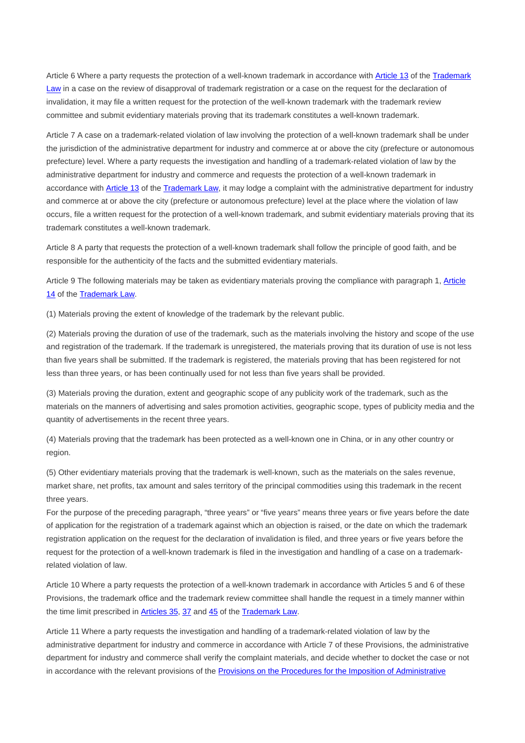Article 6 Where a party requests the protection of a well-known trademark in accordance with Article 13 of the Trademark Law in a case on the review of disapproval of trademark registration or a case on the request for the declaration of invalidation, it may file a written request for the protection of the well-known trademark with the trademark review committee and submit evidentiary materials proving that its trademark constitutes a well-known trademark.

Article 7 A case on a trademark-related violation of law involving the protection of a well-known trademark shall be under the jurisdiction of the administrative department for industry and commerce at or above the city (prefecture or autonomous prefecture) level. Where a party requests the investigation and handling of a trademark-related violation of law by the administrative department for industry and commerce and requests the protection of a well-known trademark in accordance with Article 13 of the Trademark Law, it may lodge a complaint with the administrative department for industry and commerce at or above the city (prefecture or autonomous prefecture) level at the place where the violation of law occurs, file a written request for the protection of a well-known trademark, and submit evidentiary materials proving that its trademark constitutes a well-known trademark.

Article 8 A party that requests the protection of a well-known trademark shall follow the principle of good faith, and be responsible for the authenticity of the facts and the submitted evidentiary materials.

Article 9 The following materials may be taken as evidentiary materials proving the compliance with paragraph 1, Article 14 of the Trademark Law.

(1) Materials proving the extent of knowledge of the trademark by the relevant public.

(2) Materials proving the duration of use of the trademark, such as the materials involving the history and scope of the use and registration of the trademark. If the trademark is unregistered, the materials proving that its duration of use is not less than five years shall be submitted. If the trademark is registered, the materials proving that has been registered for not less than three years, or has been continually used for not less than five years shall be provided.

(3) Materials proving the duration, extent and geographic scope of any publicity work of the trademark, such as the materials on the manners of advertising and sales promotion activities, geographic scope, types of publicity media and the quantity of advertisements in the recent three years.

(4) Materials proving that the trademark has been protected as a well-known one in China, or in any other country or region.

(5) Other evidentiary materials proving that the trademark is well-known, such as the materials on the sales revenue, market share, net profits, tax amount and sales territory of the principal commodities using this trademark in the recent three years.
For the purpose of the preceding paragraph, “three years” or “five years” means three years or five years before the date of application for the registration of a trademark against which an objection is raised, or the date on which the trademark registration application on the request for the declaration of invalidation is filed, and three years or five years before the request for the protection of a well-known trademark is filed in the investigation and handling of a case on a trademark-related violation of law.

Article 10 Where a party requests the protection of a well-known trademark in accordance with Articles 5 and 6 of these Provisions, the trademark office and the trademark review committee shall handle the request in a timely manner within the time limit prescribed in Articles 35, 37 and 45 of the Trademark Law.

Article 11 Where a party requests the investigation and handling of a trademark-related violation of law by the administrative department for industry and commerce in accordance with Article 7 of these Provisions, the administrative department for industry and commerce shall verify the complaint materials, and decide whether to docket the case or not in accordance with the relevant provisions of the Provisions on the Procedures for the Imposition of Administrative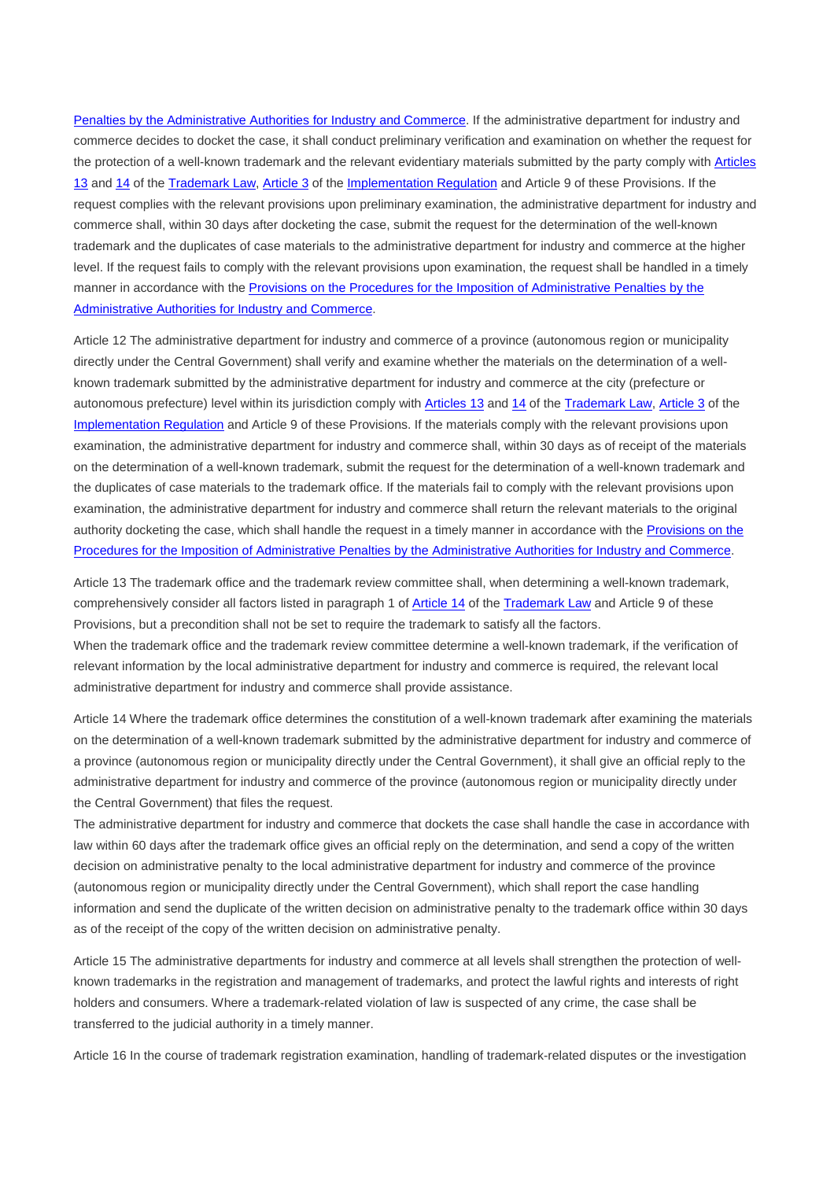Penalties by the Administrative Authorities for Industry and Commerce. If the administrative department for industry and commerce decides to docket the case, it shall conduct preliminary verification and examination on whether the request for the protection of a well-known trademark and the relevant evidentiary materials submitted by the party comply with Articles 13 and 14 of the Trademark Law, Article 3 of the Implementation Regulation and Article 9 of these Provisions. If the request complies with the relevant provisions upon preliminary examination, the administrative department for industry and commerce shall, within 30 days after docketing the case, submit the request for the determination of the well-known trademark and the duplicates of case materials to the administrative department for industry and commerce at the higher level. If the request fails to comply with the relevant provisions upon examination, the request shall be handled in a timely manner in accordance with the Provisions on the Procedures for the Imposition of Administrative Penalties by the Administrative Authorities for Industry and Commerce.

Article 12 The administrative department for industry and commerce of a province (autonomous region or municipality directly under the Central Government) shall verify and examine whether the materials on the determination of a well-known trademark submitted by the administrative department for industry and commerce at the city (prefecture or autonomous prefecture) level within its jurisdiction comply with Articles 13 and 14 of the Trademark Law, Article 3 of the Implementation Regulation and Article 9 of these Provisions. If the materials comply with the relevant provisions upon examination, the administrative department for industry and commerce shall, within 30 days as of receipt of the materials on the determination of a well-known trademark, submit the request for the determination of a well-known trademark and the duplicates of case materials to the trademark office. If the materials fail to comply with the relevant provisions upon examination, the administrative department for industry and commerce shall return the relevant materials to the original authority docketing the case, which shall handle the request in a timely manner in accordance with the Provisions on the Procedures for the Imposition of Administrative Penalties by the Administrative Authorities for Industry and Commerce.

Article 13 The trademark office and the trademark review committee shall, when determining a well-known trademark, comprehensively consider all factors listed in paragraph 1 of Article 14 of the Trademark Law and Article 9 of these Provisions, but a precondition shall not be set to require the trademark to satisfy all the factors.
When the trademark office and the trademark review committee determine a well-known trademark, if the verification of relevant information by the local administrative department for industry and commerce is required, the relevant local administrative department for industry and commerce shall provide assistance.

Article 14 Where the trademark office determines the constitution of a well-known trademark after examining the materials on the determination of a well-known trademark submitted by the administrative department for industry and commerce of a province (autonomous region or municipality directly under the Central Government), it shall give an official reply to the administrative department for industry and commerce of the province (autonomous region or municipality directly under the Central Government) that files the request.
The administrative department for industry and commerce that dockets the case shall handle the case in accordance with law within 60 days after the trademark office gives an official reply on the determination, and send a copy of the written decision on administrative penalty to the local administrative department for industry and commerce of the province (autonomous region or municipality directly under the Central Government), which shall report the case handling information and send the duplicate of the written decision on administrative penalty to the trademark office within 30 days as of the receipt of the copy of the written decision on administrative penalty.

Article 15 The administrative departments for industry and commerce at all levels shall strengthen the protection of well-known trademarks in the registration and management of trademarks, and protect the lawful rights and interests of right holders and consumers. Where a trademark-related violation of law is suspected of any crime, the case shall be transferred to the judicial authority in a timely manner.

Article 16 In the course of trademark registration examination, handling of trademark-related disputes or the investigation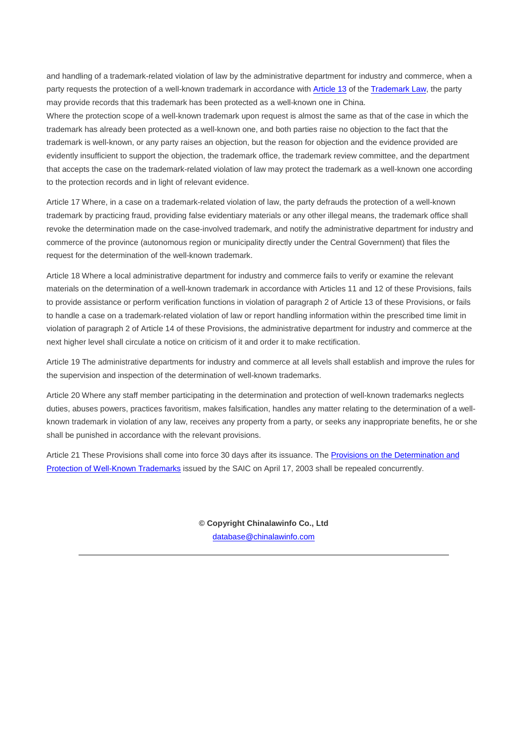and handling of a trademark-related violation of law by the administrative department for industry and commerce, when a party requests the protection of a well-known trademark in accordance with Article 13 of the Trademark Law, the party may provide records that this trademark has been protected as a well-known one in China.

Where the protection scope of a well-known trademark upon request is almost the same as that of the case in which the trademark has already been protected as a well-known one, and both parties raise no objection to the fact that the trademark is well-known, or any party raises an objection, but the reason for objection and the evidence provided are evidently insufficient to support the objection, the trademark office, the trademark review committee, and the department that accepts the case on the trademark-related violation of law may protect the trademark as a well-known one according to the protection records and in light of relevant evidence.

Article 17 Where, in a case on a trademark-related violation of law, the party defrauds the protection of a well-known trademark by practicing fraud, providing false evidentiary materials or any other illegal means, the trademark office shall revoke the determination made on the case-involved trademark, and notify the administrative department for industry and commerce of the province (autonomous region or municipality directly under the Central Government) that files the request for the determination of the well-known trademark.

Article 18 Where a local administrative department for industry and commerce fails to verify or examine the relevant materials on the determination of a well-known trademark in accordance with Articles 11 and 12 of these Provisions, fails to provide assistance or perform verification functions in violation of paragraph 2 of Article 13 of these Provisions, or fails to handle a case on a trademark-related violation of law or report handling information within the prescribed time limit in violation of paragraph 2 of Article 14 of these Provisions, the administrative department for industry and commerce at the next higher level shall circulate a notice on criticism of it and order it to make rectification.

Article 19 The administrative departments for industry and commerce at all levels shall establish and improve the rules for the supervision and inspection of the determination of well-known trademarks.

Article 20 Where any staff member participating in the determination and protection of well-known trademarks neglects duties, abuses powers, practices favoritism, makes falsification, handles any matter relating to the determination of a well-known trademark in violation of any law, receives any property from a party, or seeks any inappropriate benefits, he or she shall be punished in accordance with the relevant provisions.

Article 21 These Provisions shall come into force 30 days after its issuance. The Provisions on the Determination and Protection of Well-Known Trademarks issued by the SAIC on April 17, 2003 shall be repealed concurrently.

**© Copyright Chinalawinfo Co., Ltd**

database@chinalawinfo.com